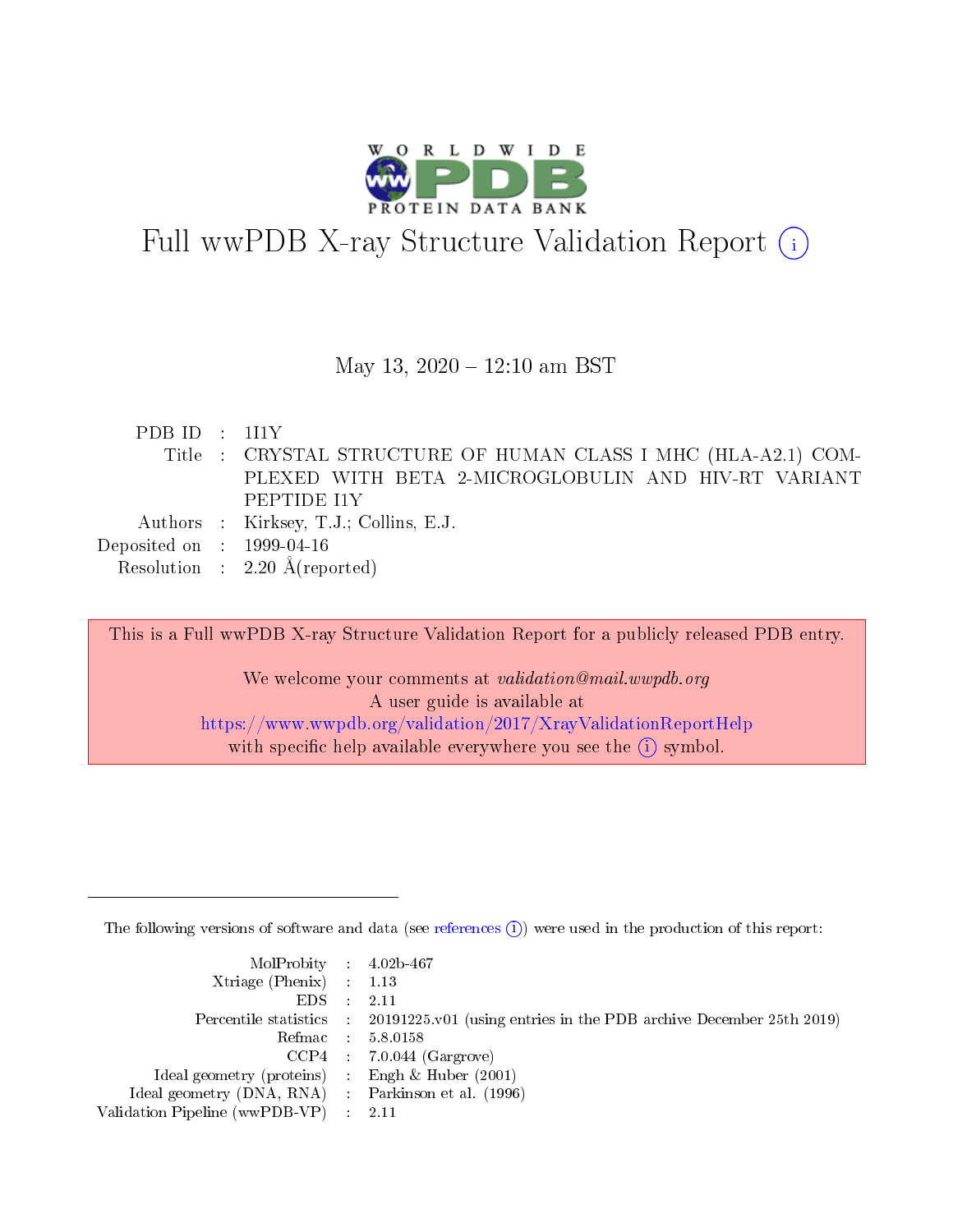# Full wwPDB X-ray Structure Validation Report

May 13, 2020 – 12:10 am BST

| | | |
|---|---|---|
| PDB ID | : | 1I1Y |
| Title | : | CRYSTAL STRUCTURE OF HUMAN CLASS I MHC (HLA-A2.1) COMPLEXED WITH BETA 2-MICROGLOBULIN AND HIV-RT VARIANT PEPTIDE I1Y |
| Authors | : | Kirksey, T.J.; Collins, E.J. |
| Deposited on | : | 1999-04-16 |
| Resolution | : | 2.20 Å(reported) |

This is a Full wwPDB X-ray Structure Validation Report for a publicly released PDB entry.

We welcome your comments at *validation@mail.wwpdb.org*
A user guide is available at
https://www.wwpdb.org/validation/2017/XrayValidationReportHelp
with specific help available everywhere you see the (i) symbol.

---

The following versions of software and data (see references (i)) were used in the production of this report:

| | | |
|---|---|---|
| MolProbity | : | 4.02b-467 |
| Xtriage (Phenix) | : | 1.13 |
| EDS | : | 2.11 |
| Percentile statistics | : | 20191225.v01 (using entries in the PDB archive December 25th 2019) |
| Refmac | : | 5.8.0158 |
| CCP4 | : | 7.0.044 (Gargrove) |
| Ideal geometry (proteins) | : | Engh & Huber (2001) |
| Ideal geometry (DNA, RNA) | : | Parkinson et al. (1996) |
| Validation Pipeline (wwPDB-VP) | : | 2.11 |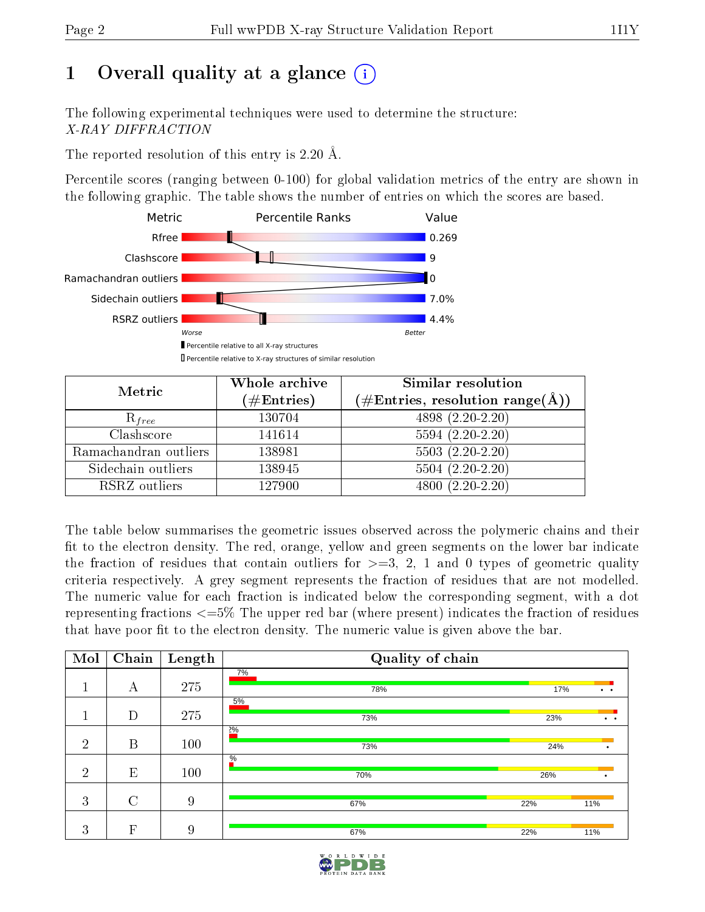# 1 Overall quality at a glance

The following experimental techniques were used to determine the structure:
*X-RAY DIFFRACTION*

The reported resolution of this entry is 2.20 Å.

Percentile scores (ranging between 0-100) for global validation metrics of the entry are shown in the following graphic. The table shows the number of entries on which the scores are based.

| Metric | Value |
|---|---|
| Rfree | 0.269 |
| Clashscore | 9 |
| Ramachandran outliers | 0 |
| Sidechain outliers | 7.0% |
| RSRZ outliers | 4.4% |

Worse — Better

▮ Percentile relative to all X-ray structures
▯ Percentile relative to X-ray structures of similar resolution

| Metric | Whole archive (#Entries) | Similar resolution (#Entries, resolution range(Å)) |
|---|---|---|
| $R_{free}$ | 130704 | 4898 (2.20-2.20) |
| Clashscore | 141614 | 5594 (2.20-2.20) |
| Ramachandran outliers | 138981 | 5503 (2.20-2.20) |
| Sidechain outliers | 138945 | 5504 (2.20-2.20) |
| RSRZ outliers | 127900 | 4800 (2.20-2.20) |

The table below summarises the geometric issues observed across the polymeric chains and their fit to the electron density. The red, orange, yellow and green segments on the lower bar indicate the fraction of residues that contain outliers for >=3, 2, 1 and 0 types of geometric quality criteria respectively. A grey segment represents the fraction of residues that are not modelled. The numeric value for each fraction is indicated below the corresponding segment, with a dot representing fractions <=5% The upper red bar (where present) indicates the fraction of residues that have poor fit to the electron density. The numeric value is given above the bar.

| Mol | Chain | Length | Quality of chain |
|---|---|---|---|
| 1 | A | 275 | 7% / 78% / 17% / • • |
| 1 | D | 275 | 5% / 73% / 23% / • • |
| 2 | B | 100 | 2% / 73% / 24% / • |
| 2 | E | 100 | % / 70% / 26% / • |
| 3 | C | 9 | 67% / 22% / 11% |
| 3 | F | 9 | 67% / 22% / 11% |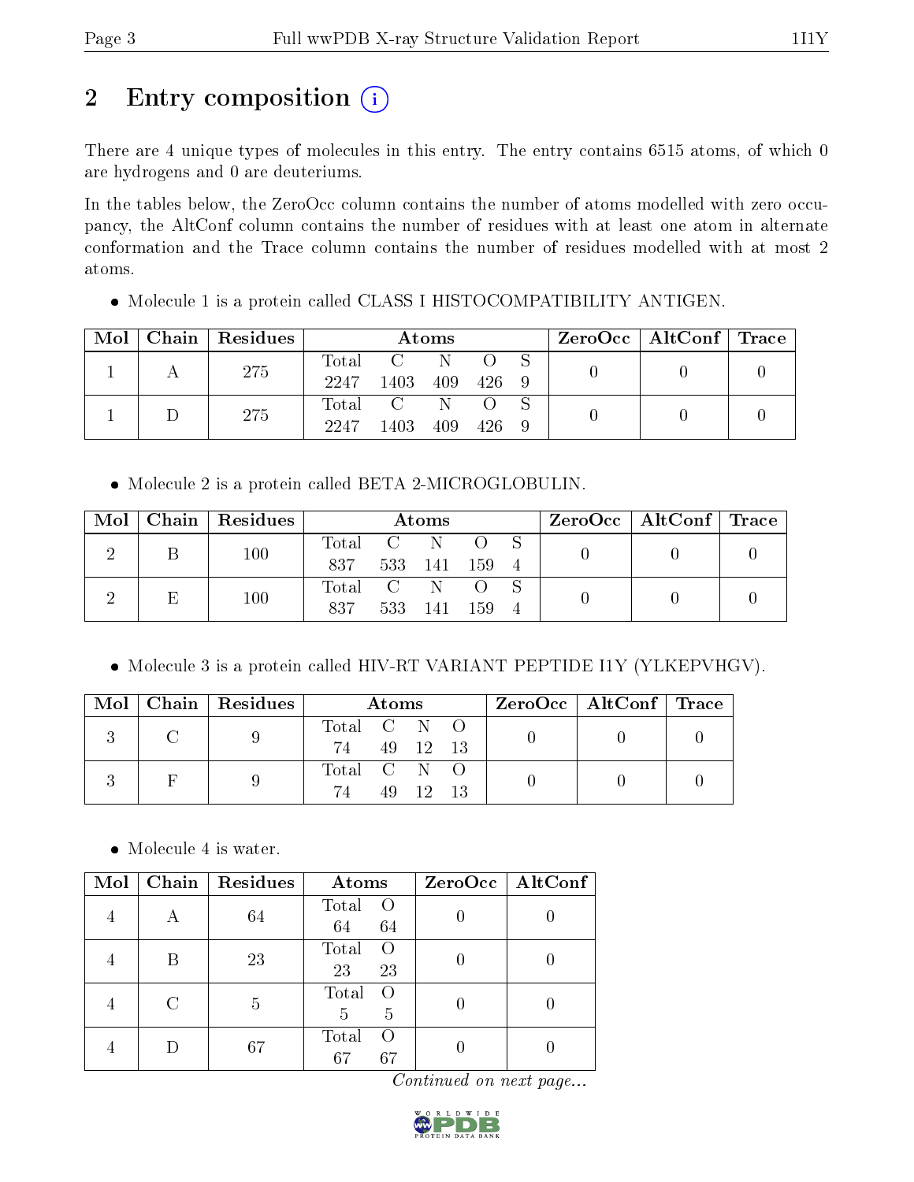# 2 Entry composition

There are 4 unique types of molecules in this entry. The entry contains 6515 atoms, of which 0 are hydrogens and 0 are deuteriums.

In the tables below, the ZeroOcc column contains the number of atoms modelled with zero occupancy, the AltConf column contains the number of residues with at least one atom in alternate conformation and the Trace column contains the number of residues modelled with at most 2 atoms.

- Molecule 1 is a protein called CLASS I HISTOCOMPATIBILITY ANTIGEN.

| Mol | Chain | Residues | Atoms | | | | | ZeroOcc | AltConf | Trace |
|---|---|---|---|---|---|---|---|---|---|---|
| 1 | A | 275 | Total<br>2247 | C<br>1403 | N<br>409 | O<br>426 | S<br>9 | 0 | 0 | 0 |
| 1 | D | 275 | Total<br>2247 | C<br>1403 | N<br>409 | O<br>426 | S<br>9 | 0 | 0 | 0 |

- Molecule 2 is a protein called BETA 2-MICROGLOBULIN.

| Mol | Chain | Residues | Atoms | | | | | ZeroOcc | AltConf | Trace |
|---|---|---|---|---|---|---|---|---|---|---|
| 2 | B | 100 | Total<br>837 | C<br>533 | N<br>141 | O<br>159 | S<br>4 | 0 | 0 | 0 |
| 2 | E | 100 | Total<br>837 | C<br>533 | N<br>141 | O<br>159 | S<br>4 | 0 | 0 | 0 |

- Molecule 3 is a protein called HIV-RT VARIANT PEPTIDE I1Y (YLKEPVHGV).

| Mol | Chain | Residues | Atoms | | | | ZeroOcc | AltConf | Trace |
|---|---|---|---|---|---|---|---|---|---|
| 3 | C | 9 | Total<br>74 | C<br>49 | N<br>12 | O<br>13 | 0 | 0 | 0 |
| 3 | F | 9 | Total<br>74 | C<br>49 | N<br>12 | O<br>13 | 0 | 0 | 0 |

- Molecule 4 is water.

| Mol | Chain | Residues | Atoms | | ZeroOcc | AltConf |
|---|---|---|---|---|---|---|
| 4 | A | 64 | Total<br>64 | O<br>64 | 0 | 0 |
| 4 | B | 23 | Total<br>23 | O<br>23 | 0 | 0 |
| 4 | C | 5 | Total<br>5 | O<br>5 | 0 | 0 |
| 4 | D | 67 | Total<br>67 | O<br>67 | 0 | 0 |

*Continued on next page...*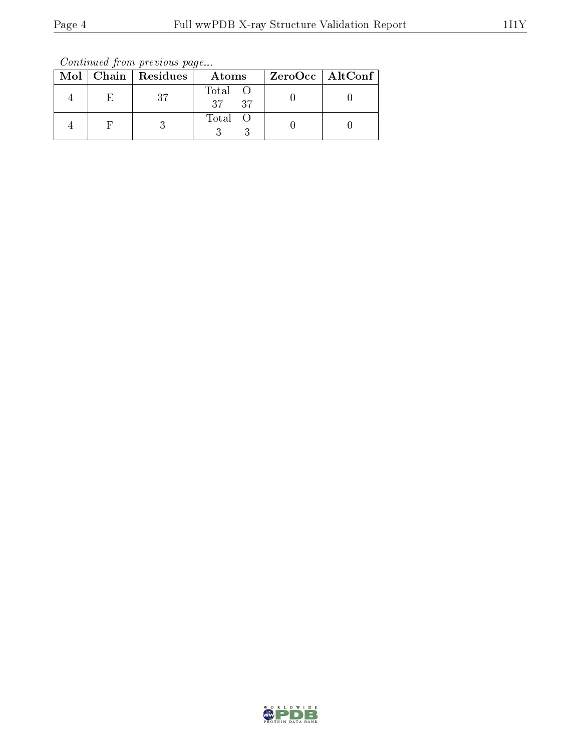*Continued from previous page...*

| Mol | Chain | Residues | Atoms | ZeroOcc | AltConf |
|---|---|---|---|---|---|
| 4 | E | 37 | Total O<br>37 37 | 0 | 0 |
| 4 | F | 3 | Total O<br>3 3 | 0 | 0 |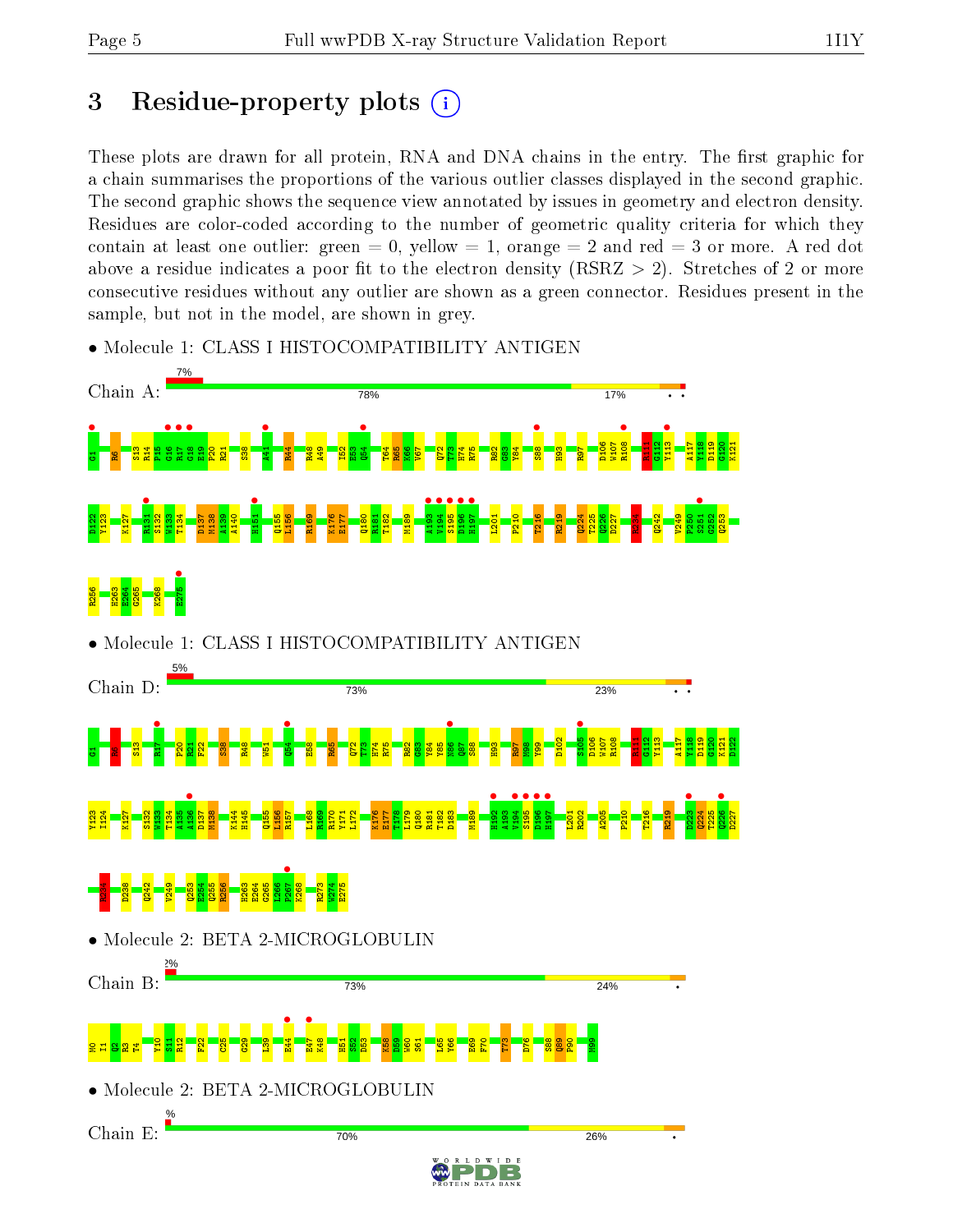# 3 Residue-property plots

These plots are drawn for all protein, RNA and DNA chains in the entry. The first graphic for a chain summarises the proportions of the various outlier classes displayed in the second graphic. The second graphic shows the sequence view annotated by issues in geometry and electron density. Residues are color-coded according to the number of geometric quality criteria for which they contain at least one outlier: green = 0, yellow = 1, orange = 2 and red = 3 or more. A red dot above a residue indicates a poor fit to the electron density (RSRZ > 2). Stretches of 2 or more consecutive residues without any outlier are shown as a green connector. Residues present in the sample, but not in the model, are shown in grey.

- Molecule 1: CLASS I HISTOCOMPATIBILITY ANTIGEN

Chain A: 7% | 78% | 17% | • •

G1 R6 S13 R14 F15 G16 R17 G18 E19 P20 R21 S38 A41 R44 R48 A49 I52 E53 Q54 T64 R65 K66 V67 Q72 T73 H74 R75 R82 G83 Y84 S88 H93 R97 D106 W107 R108 M111 G112 Y113 A117 Y118 D119 G120 K121 D122 Y123 K127 R131 S132 W133 T134 D137 M138 A139 A140 H151 Q155 L156 R169 K176 E177 Q180 R181 T182 M189 A193 V194 S195 D196 H197 L201 P210 T216 R219 Q224 T225 Q226 D227 R234 Q242 V249 P250 S251 G252 Q253 R256 H263 E264 G265 K268 E275

- Molecule 1: CLASS I HISTOCOMPATIBILITY ANTIGEN

Chain D: 5% | 73% | 23% | • •

G1 R6 S13 R17 P20 R21 F22 S38 R48 W51 Q54 E58 R65 Q72 T73 H74 R75 R82 G83 Y84 N86 Q87 S88 H93 R97 M98 Y99 D102 S105 D106 W107 R108 M111 G112 Y113 A117 Y118 D119 G120 K121 D122 Y123 I124 K127 S132 W133 T134 A135 A136 D137 M138 K144 H145 Q155 L156 R157 L168 R169 R170 Y171 L172 K176 E177 T178 L179 Q180 R181 T182 D183 M189 H192 A193 V194 S195 D196 H197 L201 R202 A205 P210 T216 R219 D223 Q224 T225 Q226 D227 R234 D238 Q242 V249 Q253 E254 Q255 R256 H263 E264 G265 L266 P267 K268 R273 W274 E275

- Molecule 2: BETA 2-MICROGLOBULIN

Chain B: 2% | 73% | 24% | •

M0 I1 Q2 R3 T4 Y10 S11 R12 F22 C25 G29 L39 E44 E47 K48 H51 S52 D53 K58 D59 W60 S61 L65 Y66 E69 F70 T73 D76 S88 Q89 P90 M99

- Molecule 2: BETA 2-MICROGLOBULIN

Chain E: % | 70% | 26% | •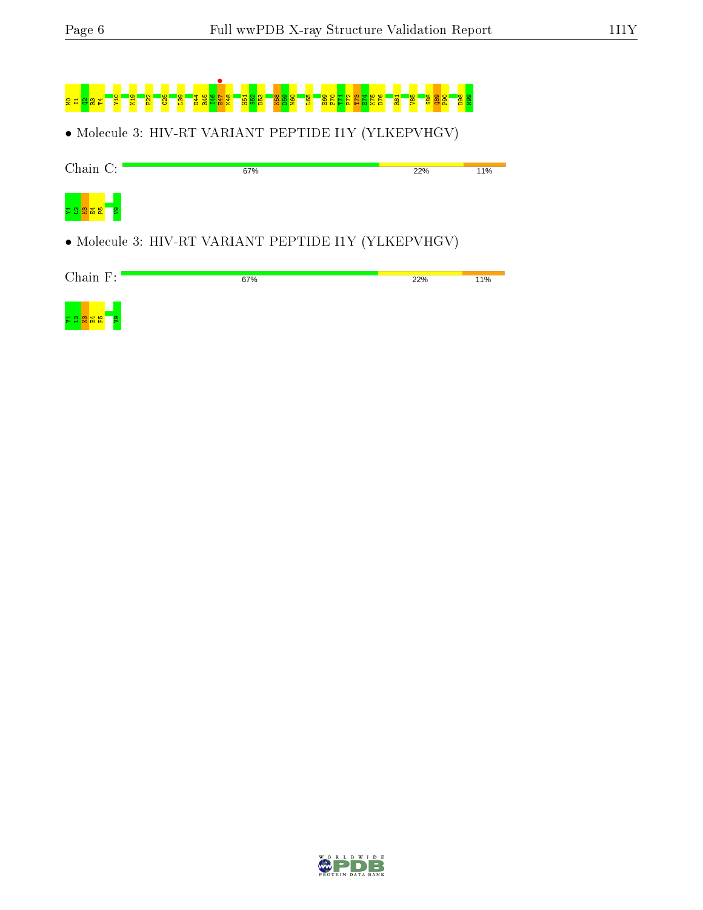M0 I1 Q2 R3 T4 Y10 K19 F22 C25 L39 E44 R45 I46 E47 K48 H51 S52 D53 K58 D59 W60 L65 E69 F70 T71 P72 T73 E74 K75 D76 R81 V85 S88 Q89 P90 D98 M99

- Molecule 3: HIV-RT VARIANT PEPTIDE I1Y (YLKEPVHGV)

Chain C: 67% 22% 11%

Y1 L2 K3 E4 P5 V9

- Molecule 3: HIV-RT VARIANT PEPTIDE I1Y (YLKEPVHGV)

Chain F: 67% 22% 11%

Y1 L2 K3 E4 P5 V9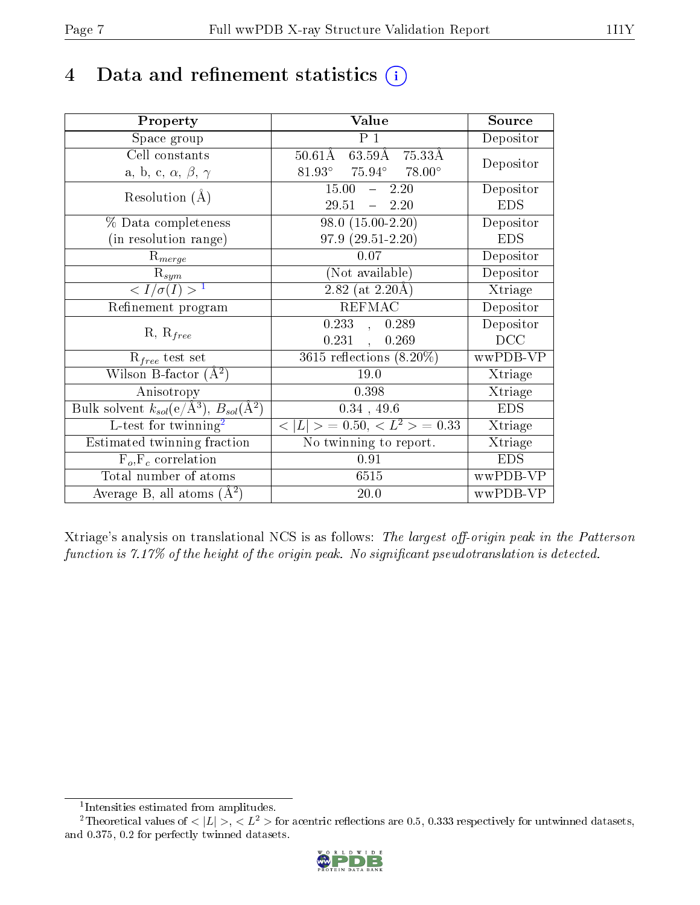# 4 Data and refinement statistics

| Property | Value | Source |
|---|---|---|
| Space group | P 1 | Depositor |
| Cell constants<br>a, b, c, $\alpha$, $\beta$, $\gamma$ | 50.61Å 63.59Å 75.33Å<br>81.93° 75.94° 78.00° | Depositor |
| Resolution (Å) | 15.00 – 2.20<br>29.51 – 2.20 | Depositor<br>EDS |
| % Data completeness<br>(in resolution range) | 98.0 (15.00-2.20)<br>97.9 (29.51-2.20) | Depositor<br>EDS |
| $R_{merge}$ | 0.07 | Depositor |
| $R_{sym}$ | (Not available) | Depositor |
| $< I/\sigma(I) >$ [1] | 2.82 (at 2.20Å) | Xtriage |
| Refinement program | REFMAC | Depositor |
| R, $R_{free}$ | 0.233 , 0.289<br>0.231 , 0.269 | Depositor<br>DCC |
| $R_{free}$ test set | 3615 reflections (8.20%) | wwPDB-VP |
| Wilson B-factor (Å$^2$) | 19.0 | Xtriage |
| Anisotropy | 0.398 | Xtriage |
| Bulk solvent $k_{sol}$(e/Å$^3$), $B_{sol}$(Å$^2$) | 0.34 , 49.6 | EDS |
| L-test for twinning[2] | $< \|L\| >$ = 0.50, $< L^2 >$ = 0.33 | Xtriage |
| Estimated twinning fraction | No twinning to report. | Xtriage |
| $F_o$,$F_c$ correlation | 0.91 | EDS |
| Total number of atoms | 6515 | wwPDB-VP |
| Average B, all atoms (Å$^2$) | 20.0 | wwPDB-VP |

Xtriage's analysis on translational NCS is as follows: *The largest off-origin peak in the Patterson function is 7.17% of the height of the origin peak. No significant pseudotranslation is detected.*

[1] Intensities estimated from amplitudes.

[2] Theoretical values of $< |L| >$, $< L^2 >$ for acentric reflections are 0.5, 0.333 respectively for untwinned datasets, and 0.375, 0.2 for perfectly twinned datasets.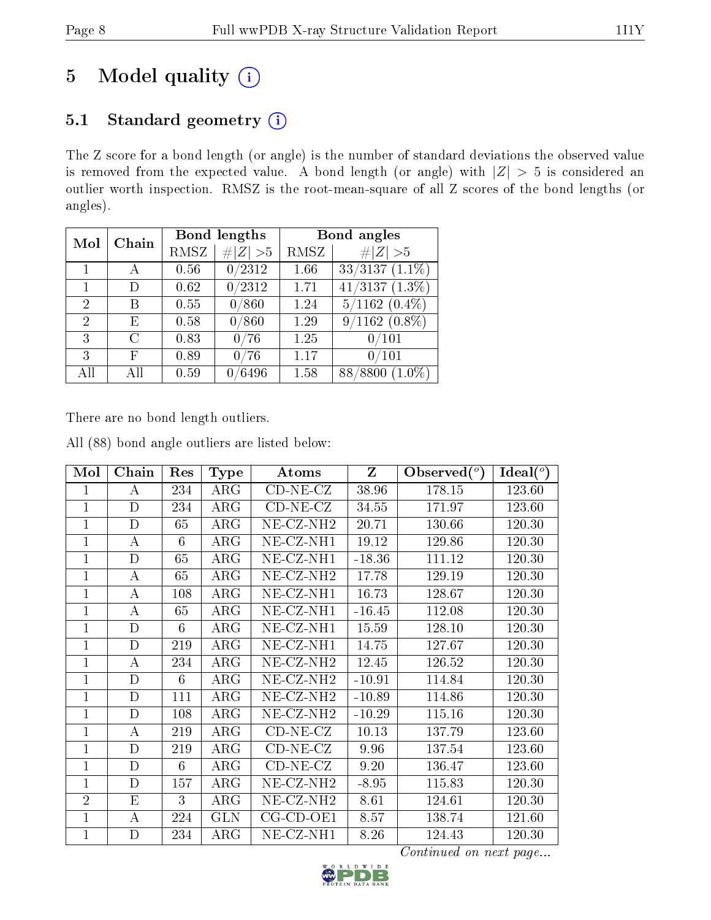# 5 Model quality

## 5.1 Standard geometry

The Z score for a bond length (or angle) is the number of standard deviations the observed value is removed from the expected value. A bond length (or angle) with $|Z| > 5$ is considered an outlier worth inspection. RMSZ is the root-mean-square of all Z scores of the bond lengths (or angles).

| Mol | Chain | Bond lengths | | Bond angles | |
|---|---|---|---|---|---|
| | | RMSZ | #\|Z\| >5 | RMSZ | #\|Z\| >5 |
| 1 | A | 0.56 | 0/2312 | 1.66 | 33/3137 (1.1%) |
| 1 | D | 0.62 | 0/2312 | 1.71 | 41/3137 (1.3%) |
| 2 | B | 0.55 | 0/860 | 1.24 | 5/1162 (0.4%) |
| 2 | E | 0.58 | 0/860 | 1.29 | 9/1162 (0.8%) |
| 3 | C | 0.83 | 0/76 | 1.25 | 0/101 |
| 3 | F | 0.89 | 0/76 | 1.17 | 0/101 |
| All | All | 0.59 | 0/6496 | 1.58 | 88/8800 (1.0%) |

There are no bond length outliers.

All (88) bond angle outliers are listed below:

| Mol | Chain | Res | Type | Atoms | Z | Observed(°) | Ideal(°) |
|---|---|---|---|---|---|---|---|
| 1 | A | 234 | ARG | CD-NE-CZ | 38.96 | 178.15 | 123.60 |
| 1 | D | 234 | ARG | CD-NE-CZ | 34.55 | 171.97 | 123.60 |
| 1 | D | 65 | ARG | NE-CZ-NH2 | 20.71 | 130.66 | 120.30 |
| 1 | A | 6 | ARG | NE-CZ-NH1 | 19.12 | 129.86 | 120.30 |
| 1 | D | 65 | ARG | NE-CZ-NH1 | -18.36 | 111.12 | 120.30 |
| 1 | A | 65 | ARG | NE-CZ-NH2 | 17.78 | 129.19 | 120.30 |
| 1 | A | 108 | ARG | NE-CZ-NH1 | 16.73 | 128.67 | 120.30 |
| 1 | A | 65 | ARG | NE-CZ-NH1 | -16.45 | 112.08 | 120.30 |
| 1 | D | 6 | ARG | NE-CZ-NH1 | 15.59 | 128.10 | 120.30 |
| 1 | D | 219 | ARG | NE-CZ-NH1 | 14.75 | 127.67 | 120.30 |
| 1 | A | 234 | ARG | NE-CZ-NH2 | 12.45 | 126.52 | 120.30 |
| 1 | D | 6 | ARG | NE-CZ-NH2 | -10.91 | 114.84 | 120.30 |
| 1 | D | 111 | ARG | NE-CZ-NH2 | -10.89 | 114.86 | 120.30 |
| 1 | D | 108 | ARG | NE-CZ-NH2 | -10.29 | 115.16 | 120.30 |
| 1 | A | 219 | ARG | CD-NE-CZ | 10.13 | 137.79 | 123.60 |
| 1 | D | 219 | ARG | CD-NE-CZ | 9.96 | 137.54 | 123.60 |
| 1 | D | 6 | ARG | CD-NE-CZ | 9.20 | 136.47 | 123.60 |
| 1 | D | 157 | ARG | NE-CZ-NH2 | -8.95 | 115.83 | 120.30 |
| 2 | E | 3 | ARG | NE-CZ-NH2 | 8.61 | 124.61 | 120.30 |
| 1 | A | 224 | GLN | CG-CD-OE1 | 8.57 | 138.74 | 121.60 |
| 1 | D | 234 | ARG | NE-CZ-NH1 | 8.26 | 124.43 | 120.30 |

*Continued on next page...*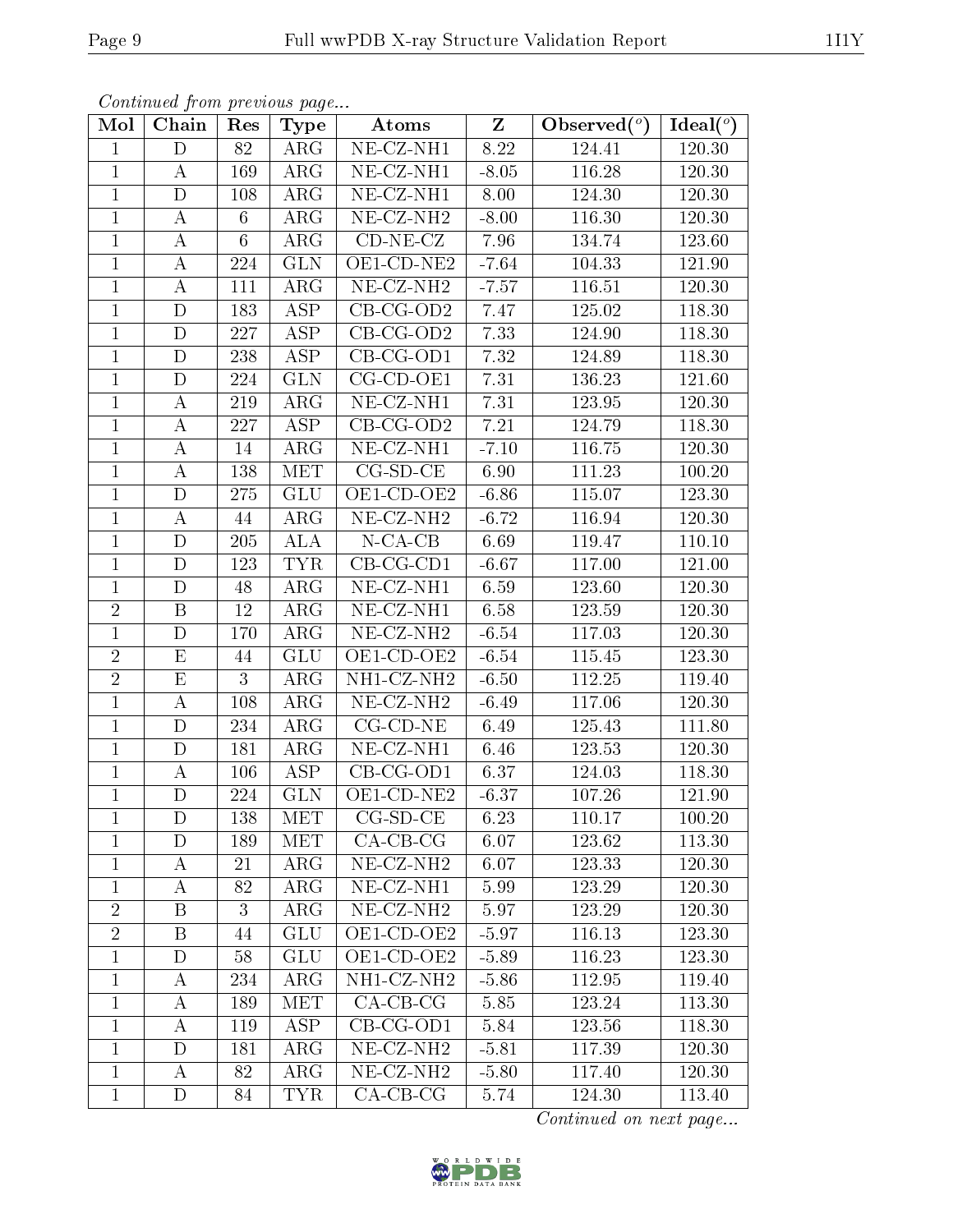*Continued from previous page...*

| Mol | Chain | Res | Type | Atoms | Z | Observed(°) | Ideal(°) |
|---|---|---|---|---|---|---|---|
| 1 | D | 82 | ARG | NE-CZ-NH1 | 8.22 | 124.41 | 120.30 |
| 1 | A | 169 | ARG | NE-CZ-NH1 | -8.05 | 116.28 | 120.30 |
| 1 | D | 108 | ARG | NE-CZ-NH1 | 8.00 | 124.30 | 120.30 |
| 1 | A | 6 | ARG | NE-CZ-NH2 | -8.00 | 116.30 | 120.30 |
| 1 | A | 6 | ARG | CD-NE-CZ | 7.96 | 134.74 | 123.60 |
| 1 | A | 224 | GLN | OE1-CD-NE2 | -7.64 | 104.33 | 121.90 |
| 1 | A | 111 | ARG | NE-CZ-NH2 | -7.57 | 116.51 | 120.30 |
| 1 | D | 183 | ASP | CB-CG-OD2 | 7.47 | 125.02 | 118.30 |
| 1 | D | 227 | ASP | CB-CG-OD2 | 7.33 | 124.90 | 118.30 |
| 1 | D | 238 | ASP | CB-CG-OD1 | 7.32 | 124.89 | 118.30 |
| 1 | D | 224 | GLN | CG-CD-OE1 | 7.31 | 136.23 | 121.60 |
| 1 | A | 219 | ARG | NE-CZ-NH1 | 7.31 | 123.95 | 120.30 |
| 1 | A | 227 | ASP | CB-CG-OD2 | 7.21 | 124.79 | 118.30 |
| 1 | A | 14 | ARG | NE-CZ-NH1 | -7.10 | 116.75 | 120.30 |
| 1 | A | 138 | MET | CG-SD-CE | 6.90 | 111.23 | 100.20 |
| 1 | D | 275 | GLU | OE1-CD-OE2 | -6.86 | 115.07 | 123.30 |
| 1 | A | 44 | ARG | NE-CZ-NH2 | -6.72 | 116.94 | 120.30 |
| 1 | D | 205 | ALA | N-CA-CB | 6.69 | 119.47 | 110.10 |
| 1 | D | 123 | TYR | CB-CG-CD1 | -6.67 | 117.00 | 121.00 |
| 1 | D | 48 | ARG | NE-CZ-NH1 | 6.59 | 123.60 | 120.30 |
| 2 | B | 12 | ARG | NE-CZ-NH1 | 6.58 | 123.59 | 120.30 |
| 1 | D | 170 | ARG | NE-CZ-NH2 | -6.54 | 117.03 | 120.30 |
| 2 | E | 44 | GLU | OE1-CD-OE2 | -6.54 | 115.45 | 123.30 |
| 2 | E | 3 | ARG | NH1-CZ-NH2 | -6.50 | 112.25 | 119.40 |
| 1 | A | 108 | ARG | NE-CZ-NH2 | -6.49 | 117.06 | 120.30 |
| 1 | D | 234 | ARG | CG-CD-NE | 6.49 | 125.43 | 111.80 |
| 1 | D | 181 | ARG | NE-CZ-NH1 | 6.46 | 123.53 | 120.30 |
| 1 | A | 106 | ASP | CB-CG-OD1 | 6.37 | 124.03 | 118.30 |
| 1 | D | 224 | GLN | OE1-CD-NE2 | -6.37 | 107.26 | 121.90 |
| 1 | D | 138 | MET | CG-SD-CE | 6.23 | 110.17 | 100.20 |
| 1 | D | 189 | MET | CA-CB-CG | 6.07 | 123.62 | 113.30 |
| 1 | A | 21 | ARG | NE-CZ-NH2 | 6.07 | 123.33 | 120.30 |
| 1 | A | 82 | ARG | NE-CZ-NH1 | 5.99 | 123.29 | 120.30 |
| 2 | B | 3 | ARG | NE-CZ-NH2 | 5.97 | 123.29 | 120.30 |
| 2 | B | 44 | GLU | OE1-CD-OE2 | -5.97 | 116.13 | 123.30 |
| 1 | D | 58 | GLU | OE1-CD-OE2 | -5.89 | 116.23 | 123.30 |
| 1 | A | 234 | ARG | NH1-CZ-NH2 | -5.86 | 112.95 | 119.40 |
| 1 | A | 189 | MET | CA-CB-CG | 5.85 | 123.24 | 113.30 |
| 1 | A | 119 | ASP | CB-CG-OD1 | 5.84 | 123.56 | 118.30 |
| 1 | D | 181 | ARG | NE-CZ-NH2 | -5.81 | 117.39 | 120.30 |
| 1 | A | 82 | ARG | NE-CZ-NH2 | -5.80 | 117.40 | 120.30 |
| 1 | D | 84 | TYR | CA-CB-CG | 5.74 | 124.30 | 113.40 |

*Continued on next page...*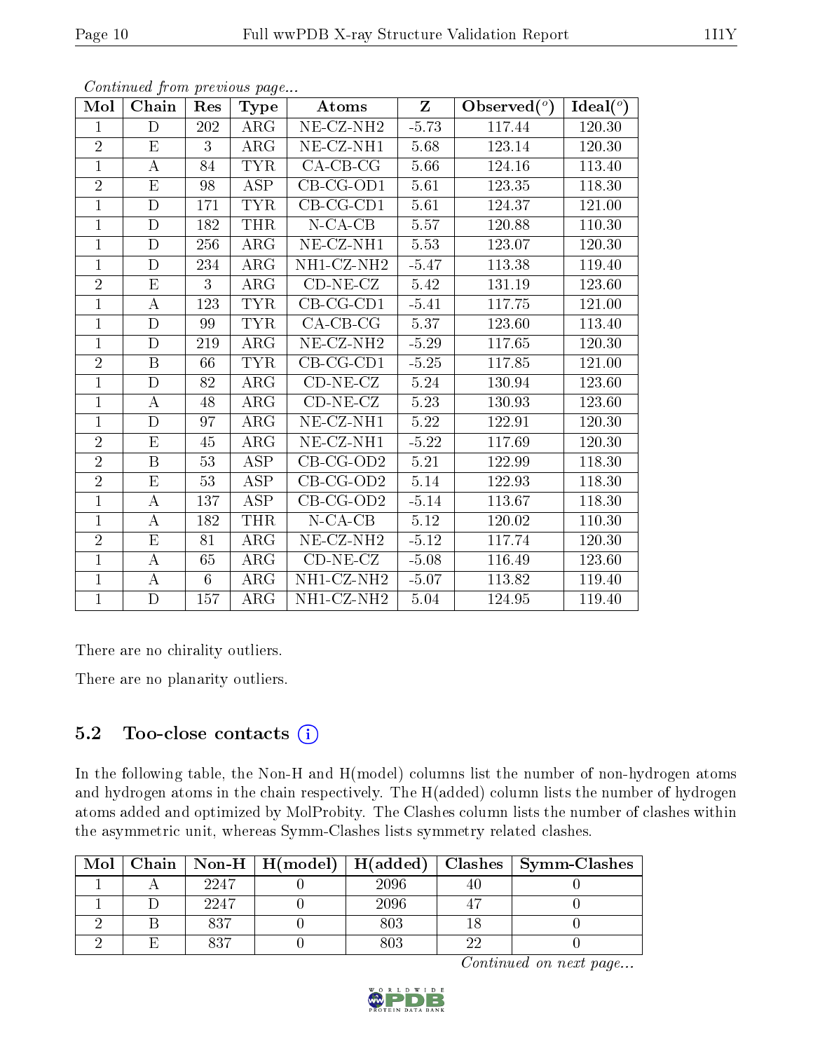*Continued from previous page...*

| Mol | Chain | Res | Type | Atoms | Z | Observed(°) | Ideal(°) |
|---|---|---|---|---|---|---|---|
| 1 | D | 202 | ARG | NE-CZ-NH2 | -5.73 | 117.44 | 120.30 |
| 2 | E | 3 | ARG | NE-CZ-NH1 | 5.68 | 123.14 | 120.30 |
| 1 | A | 84 | TYR | CA-CB-CG | 5.66 | 124.16 | 113.40 |
| 2 | E | 98 | ASP | CB-CG-OD1 | 5.61 | 123.35 | 118.30 |
| 1 | D | 171 | TYR | CB-CG-CD1 | 5.61 | 124.37 | 121.00 |
| 1 | D | 182 | THR | N-CA-CB | 5.57 | 120.88 | 110.30 |
| 1 | D | 256 | ARG | NE-CZ-NH1 | 5.53 | 123.07 | 120.30 |
| 1 | D | 234 | ARG | NH1-CZ-NH2 | -5.47 | 113.38 | 119.40 |
| 2 | E | 3 | ARG | CD-NE-CZ | 5.42 | 131.19 | 123.60 |
| 1 | A | 123 | TYR | CB-CG-CD1 | -5.41 | 117.75 | 121.00 |
| 1 | D | 99 | TYR | CA-CB-CG | 5.37 | 123.60 | 113.40 |
| 1 | D | 219 | ARG | NE-CZ-NH2 | -5.29 | 117.65 | 120.30 |
| 2 | B | 66 | TYR | CB-CG-CD1 | -5.25 | 117.85 | 121.00 |
| 1 | D | 82 | ARG | CD-NE-CZ | 5.24 | 130.94 | 123.60 |
| 1 | A | 48 | ARG | CD-NE-CZ | 5.23 | 130.93 | 123.60 |
| 1 | D | 97 | ARG | NE-CZ-NH1 | 5.22 | 122.91 | 120.30 |
| 2 | E | 45 | ARG | NE-CZ-NH1 | -5.22 | 117.69 | 120.30 |
| 2 | B | 53 | ASP | CB-CG-OD2 | 5.21 | 122.99 | 118.30 |
| 2 | E | 53 | ASP | CB-CG-OD2 | 5.14 | 122.93 | 118.30 |
| 1 | A | 137 | ASP | CB-CG-OD2 | -5.14 | 113.67 | 118.30 |
| 1 | A | 182 | THR | N-CA-CB | 5.12 | 120.02 | 110.30 |
| 2 | E | 81 | ARG | NE-CZ-NH2 | -5.12 | 117.74 | 120.30 |
| 1 | A | 65 | ARG | CD-NE-CZ | -5.08 | 116.49 | 123.60 |
| 1 | A | 6 | ARG | NH1-CZ-NH2 | -5.07 | 113.82 | 119.40 |
| 1 | D | 157 | ARG | NH1-CZ-NH2 | 5.04 | 124.95 | 119.40 |

There are no chirality outliers.

There are no planarity outliers.

### 5.2 Too-close contacts

In the following table, the Non-H and H(model) columns list the number of non-hydrogen atoms and hydrogen atoms in the chain respectively. The H(added) column lists the number of hydrogen atoms added and optimized by MolProbity. The Clashes column lists the number of clashes within the asymmetric unit, whereas Symm-Clashes lists symmetry related clashes.

| Mol | Chain | Non-H | H(model) | H(added) | Clashes | Symm-Clashes |
|---|---|---|---|---|---|---|
| 1 | A | 2247 | 0 | 2096 | 40 | 0 |
| 1 | D | 2247 | 0 | 2096 | 47 | 0 |
| 2 | B | 837 | 0 | 803 | 18 | 0 |
| 2 | E | 837 | 0 | 803 | 22 | 0 |

*Continued on next page...*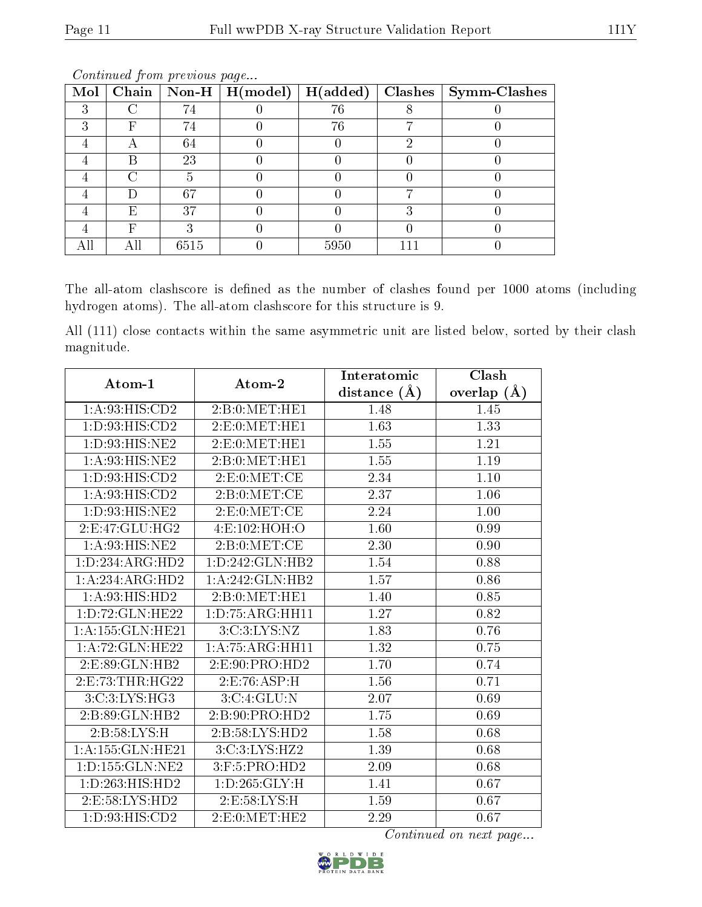*Continued from previous page...*

| Mol | Chain | Non-H | H(model) | H(added) | Clashes | Symm-Clashes |
|---|---|---|---|---|---|---|
| 3 | C | 74 | 0 | 76 | 8 | 0 |
| 3 | F | 74 | 0 | 76 | 7 | 0 |
| 4 | A | 64 | 0 | 0 | 2 | 0 |
| 4 | B | 23 | 0 | 0 | 0 | 0 |
| 4 | C | 5 | 0 | 0 | 0 | 0 |
| 4 | D | 67 | 0 | 0 | 7 | 0 |
| 4 | E | 37 | 0 | 0 | 3 | 0 |
| 4 | F | 3 | 0 | 0 | 0 | 0 |
| All | All | 6515 | 0 | 5950 | 111 | 0 |

The all-atom clashscore is defined as the number of clashes found per 1000 atoms (including hydrogen atoms). The all-atom clashscore for this structure is 9.

All (111) close contacts within the same asymmetric unit are listed below, sorted by their clash magnitude.

| Atom-1 | Atom-2 | Interatomic distance (Å) | Clash overlap (Å) |
|---|---|---|---|
| 1:A:93:HIS:CD2 | 2:B:0:MET:HE1 | 1.48 | 1.45 |
| 1:D:93:HIS:CD2 | 2:E:0:MET:HE1 | 1.63 | 1.33 |
| 1:D:93:HIS:NE2 | 2:E:0:MET:HE1 | 1.55 | 1.21 |
| 1:A:93:HIS:NE2 | 2:B:0:MET:HE1 | 1.55 | 1.19 |
| 1:D:93:HIS:CD2 | 2:E:0:MET:CE | 2.34 | 1.10 |
| 1:A:93:HIS:CD2 | 2:B:0:MET:CE | 2.37 | 1.06 |
| 1:D:93:HIS:NE2 | 2:E:0:MET:CE | 2.24 | 1.00 |
| 2:E:47:GLU:HG2 | 4:E:102:HOH:O | 1.60 | 0.99 |
| 1:A:93:HIS:NE2 | 2:B:0:MET:CE | 2.30 | 0.90 |
| 1:D:234:ARG:HD2 | 1:D:242:GLN:HB2 | 1.54 | 0.88 |
| 1:A:234:ARG:HD2 | 1:A:242:GLN:HB2 | 1.57 | 0.86 |
| 1:A:93:HIS:HD2 | 2:B:0:MET:HE1 | 1.40 | 0.85 |
| 1:D:72:GLN:HE22 | 1:D:75:ARG:HH11 | 1.27 | 0.82 |
| 1:A:155:GLN:HE21 | 3:C:3:LYS:NZ | 1.83 | 0.76 |
| 1:A:72:GLN:HE22 | 1:A:75:ARG:HH11 | 1.32 | 0.75 |
| 2:E:89:GLN:HB2 | 2:E:90:PRO:HD2 | 1.70 | 0.74 |
| 2:E:73:THR:HG22 | 2:E:76:ASP:H | 1.56 | 0.71 |
| 3:C:3:LYS:HG3 | 3:C:4:GLU:N | 2.07 | 0.69 |
| 2:B:89:GLN:HB2 | 2:B:90:PRO:HD2 | 1.75 | 0.69 |
| 2:B:58:LYS:H | 2:B:58:LYS:HD2 | 1.58 | 0.68 |
| 1:A:155:GLN:HE21 | 3:C:3:LYS:HZ2 | 1.39 | 0.68 |
| 1:D:155:GLN:NE2 | 3:F:5:PRO:HD2 | 2.09 | 0.68 |
| 1:D:263:HIS:HD2 | 1:D:265:GLY:H | 1.41 | 0.67 |
| 2:E:58:LYS:HD2 | 2:E:58:LYS:H | 1.59 | 0.67 |
| 1:D:93:HIS:CD2 | 2:E:0:MET:HE2 | 2.29 | 0.67 |

*Continued on next page...*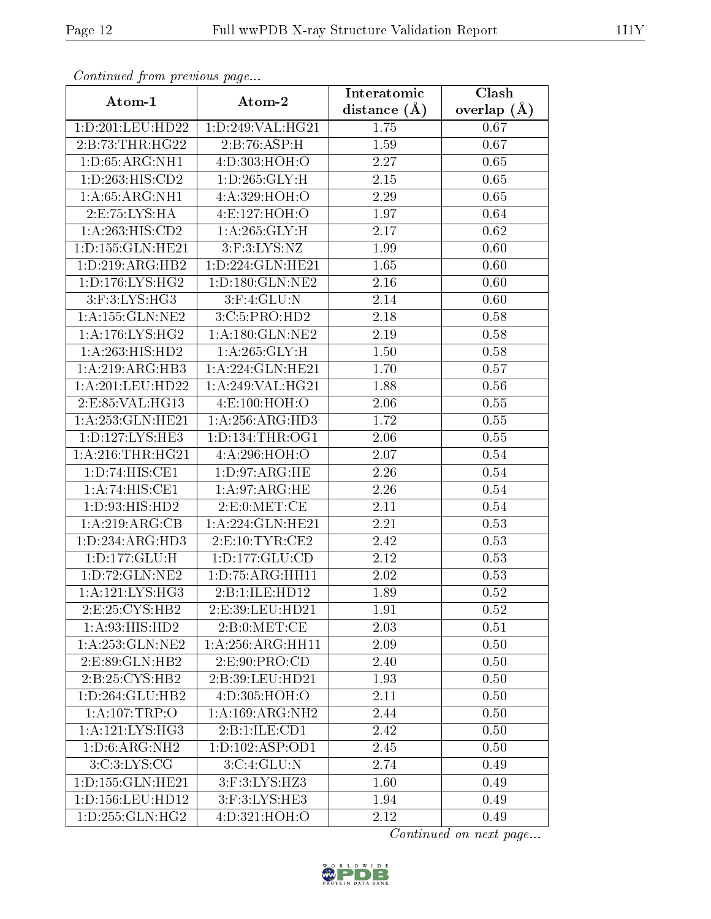*Continued from previous page...*

| Atom-1 | Atom-2 | Interatomic distance (Å) | Clash overlap (Å) |
|---|---|---|---|
| 1:D:201:LEU:HD22 | 1:D:249:VAL:HG21 | 1.75 | 0.67 |
| 2:B:73:THR:HG22 | 2:B:76:ASP:H | 1.59 | 0.67 |
| 1:D:65:ARG:NH1 | 4:D:303:HOH:O | 2.27 | 0.65 |
| 1:D:263:HIS:CD2 | 1:D:265:GLY:H | 2.15 | 0.65 |
| 1:A:65:ARG:NH1 | 4:A:329:HOH:O | 2.29 | 0.65 |
| 2:E:75:LYS:HA | 4:E:127:HOH:O | 1.97 | 0.64 |
| 1:A:263:HIS:CD2 | 1:A:265:GLY:H | 2.17 | 0.62 |
| 1:D:155:GLN:HE21 | 3:F:3:LYS:NZ | 1.99 | 0.60 |
| 1:D:219:ARG:HB2 | 1:D:224:GLN:HE21 | 1.65 | 0.60 |
| 1:D:176:LYS:HG2 | 1:D:180:GLN:NE2 | 2.16 | 0.60 |
| 3:F:3:LYS:HG3 | 3:F:4:GLU:N | 2.14 | 0.60 |
| 1:A:155:GLN:NE2 | 3:C:5:PRO:HD2 | 2.18 | 0.58 |
| 1:A:176:LYS:HG2 | 1:A:180:GLN:NE2 | 2.19 | 0.58 |
| 1:A:263:HIS:HD2 | 1:A:265:GLY:H | 1.50 | 0.58 |
| 1:A:219:ARG:HB3 | 1:A:224:GLN:HE21 | 1.70 | 0.57 |
| 1:A:201:LEU:HD22 | 1:A:249:VAL:HG21 | 1.88 | 0.56 |
| 2:E:85:VAL:HG13 | 4:E:100:HOH:O | 2.06 | 0.55 |
| 1:A:253:GLN:HE21 | 1:A:256:ARG:HD3 | 1.72 | 0.55 |
| 1:D:127:LYS:HE3 | 1:D:134:THR:OG1 | 2.06 | 0.55 |
| 1:A:216:THR:HG21 | 4:A:296:HOH:O | 2.07 | 0.54 |
| 1:D:74:HIS:CE1 | 1:D:97:ARG:HE | 2.26 | 0.54 |
| 1:A:74:HIS:CE1 | 1:A:97:ARG:HE | 2.26 | 0.54 |
| 1:D:93:HIS:HD2 | 2:E:0:MET:CE | 2.11 | 0.54 |
| 1:A:219:ARG:CB | 1:A:224:GLN:HE21 | 2.21 | 0.53 |
| 1:D:234:ARG:HD3 | 2:E:10:TYR:CE2 | 2.42 | 0.53 |
| 1:D:177:GLU:H | 1:D:177:GLU:CD | 2.12 | 0.53 |
| 1:D:72:GLN:NE2 | 1:D:75:ARG:HH11 | 2.02 | 0.53 |
| 1:A:121:LYS:HG3 | 2:B:1:ILE:HD12 | 1.89 | 0.52 |
| 2:E:25:CYS:HB2 | 2:E:39:LEU:HD21 | 1.91 | 0.52 |
| 1:A:93:HIS:HD2 | 2:B:0:MET:CE | 2.03 | 0.51 |
| 1:A:253:GLN:NE2 | 1:A:256:ARG:HH11 | 2.09 | 0.50 |
| 2:E:89:GLN:HB2 | 2:E:90:PRO:CD | 2.40 | 0.50 |
| 2:B:25:CYS:HB2 | 2:B:39:LEU:HD21 | 1.93 | 0.50 |
| 1:D:264:GLU:HB2 | 4:D:305:HOH:O | 2.11 | 0.50 |
| 1:A:107:TRP:O | 1:A:169:ARG:NH2 | 2.44 | 0.50 |
| 1:A:121:LYS:HG3 | 2:B:1:ILE:CD1 | 2.42 | 0.50 |
| 1:D:6:ARG:NH2 | 1:D:102:ASP:OD1 | 2.45 | 0.50 |
| 3:C:3:LYS:CG | 3:C:4:GLU:N | 2.74 | 0.49 |
| 1:D:155:GLN:HE21 | 3:F:3:LYS:HZ3 | 1.60 | 0.49 |
| 1:D:156:LEU:HD12 | 3:F:3:LYS:HE3 | 1.94 | 0.49 |
| 1:D:255:GLN:HG2 | 4:D:321:HOH:O | 2.12 | 0.49 |

*Continued on next page...*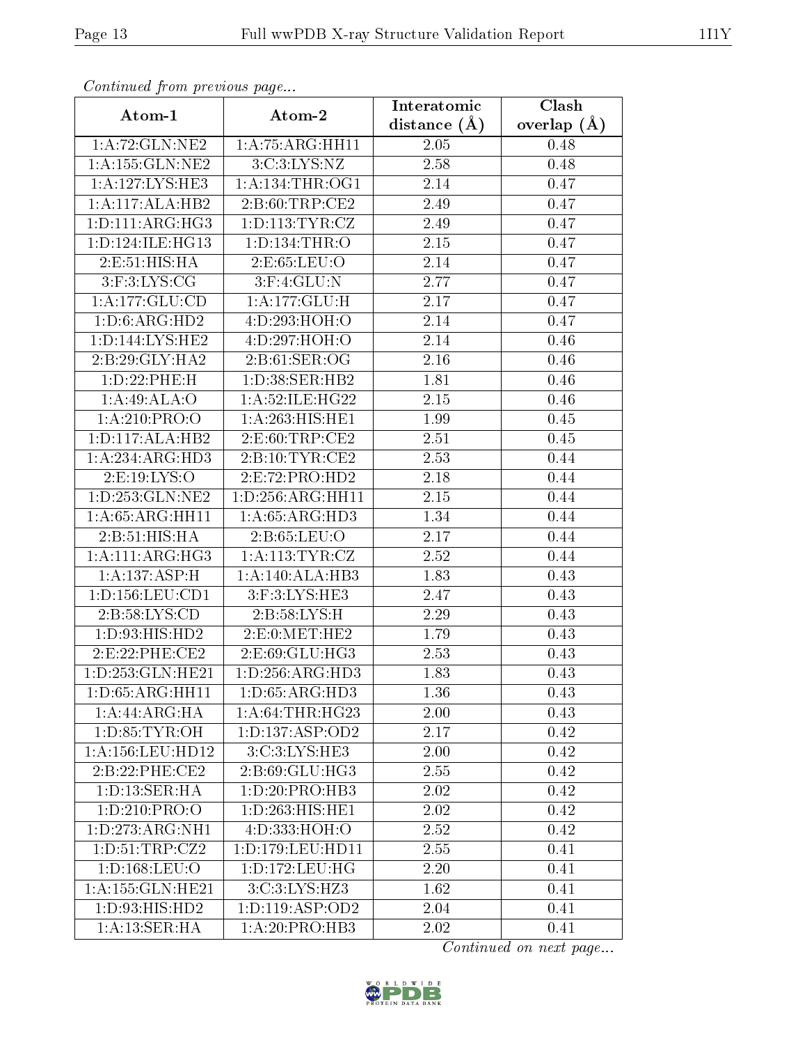*Continued from previous page...*

| Atom-1 | Atom-2 | Interatomic distance (Å) | Clash overlap (Å) |
|---|---|---|---|
| 1:A:72:GLN:NE2 | 1:A:75:ARG:HH11 | 2.05 | 0.48 |
| 1:A:155:GLN:NE2 | 3:C:3:LYS:NZ | 2.58 | 0.48 |
| 1:A:127:LYS:HE3 | 1:A:134:THR:OG1 | 2.14 | 0.47 |
| 1:A:117:ALA:HB2 | 2:B:60:TRP:CE2 | 2.49 | 0.47 |
| 1:D:111:ARG:HG3 | 1:D:113:TYR:CZ | 2.49 | 0.47 |
| 1:D:124:ILE:HG13 | 1:D:134:THR:O | 2.15 | 0.47 |
| 2:E:51:HIS:HA | 2:E:65:LEU:O | 2.14 | 0.47 |
| 3:F:3:LYS:CG | 3:F:4:GLU:N | 2.77 | 0.47 |
| 1:A:177:GLU:CD | 1:A:177:GLU:H | 2.17 | 0.47 |
| 1:D:6:ARG:HD2 | 4:D:293:HOH:O | 2.14 | 0.47 |
| 1:D:144:LYS:HE2 | 4:D:297:HOH:O | 2.14 | 0.46 |
| 2:B:29:GLY:HA2 | 2:B:61:SER:OG | 2.16 | 0.46 |
| 1:D:22:PHE:H | 1:D:38:SER:HB2 | 1.81 | 0.46 |
| 1:A:49:ALA:O | 1:A:52:ILE:HG22 | 2.15 | 0.46 |
| 1:A:210:PRO:O | 1:A:263:HIS:HE1 | 1.99 | 0.45 |
| 1:D:117:ALA:HB2 | 2:E:60:TRP:CE2 | 2.51 | 0.45 |
| 1:A:234:ARG:HD3 | 2:B:10:TYR:CE2 | 2.53 | 0.44 |
| 2:E:19:LYS:O | 2:E:72:PRO:HD2 | 2.18 | 0.44 |
| 1:D:253:GLN:NE2 | 1:D:256:ARG:HH11 | 2.15 | 0.44 |
| 1:A:65:ARG:HH11 | 1:A:65:ARG:HD3 | 1.34 | 0.44 |
| 2:B:51:HIS:HA | 2:B:65:LEU:O | 2.17 | 0.44 |
| 1:A:111:ARG:HG3 | 1:A:113:TYR:CZ | 2.52 | 0.44 |
| 1:A:137:ASP:H | 1:A:140:ALA:HB3 | 1.83 | 0.43 |
| 1:D:156:LEU:CD1 | 3:F:3:LYS:HE3 | 2.47 | 0.43 |
| 2:B:58:LYS:CD | 2:B:58:LYS:H | 2.29 | 0.43 |
| 1:D:93:HIS:HD2 | 2:E:0:MET:HE2 | 1.79 | 0.43 |
| 2:E:22:PHE:CE2 | 2:E:69:GLU:HG3 | 2.53 | 0.43 |
| 1:D:253:GLN:HE21 | 1:D:256:ARG:HD3 | 1.83 | 0.43 |
| 1:D:65:ARG:HH11 | 1:D:65:ARG:HD3 | 1.36 | 0.43 |
| 1:A:44:ARG:HA | 1:A:64:THR:HG23 | 2.00 | 0.43 |
| 1:D:85:TYR:OH | 1:D:137:ASP:OD2 | 2.17 | 0.42 |
| 1:A:156:LEU:HD12 | 3:C:3:LYS:HE3 | 2.00 | 0.42 |
| 2:B:22:PHE:CE2 | 2:B:69:GLU:HG3 | 2.55 | 0.42 |
| 1:D:13:SER:HA | 1:D:20:PRO:HB3 | 2.02 | 0.42 |
| 1:D:210:PRO:O | 1:D:263:HIS:HE1 | 2.02 | 0.42 |
| 1:D:273:ARG:NH1 | 4:D:333:HOH:O | 2.52 | 0.42 |
| 1:D:51:TRP:CZ2 | 1:D:179:LEU:HD11 | 2.55 | 0.41 |
| 1:D:168:LEU:O | 1:D:172:LEU:HG | 2.20 | 0.41 |
| 1:A:155:GLN:HE21 | 3:C:3:LYS:HZ3 | 1.62 | 0.41 |
| 1:D:93:HIS:HD2 | 1:D:119:ASP:OD2 | 2.04 | 0.41 |
| 1:A:13:SER:HA | 1:A:20:PRO:HB3 | 2.02 | 0.41 |

*Continued on next page...*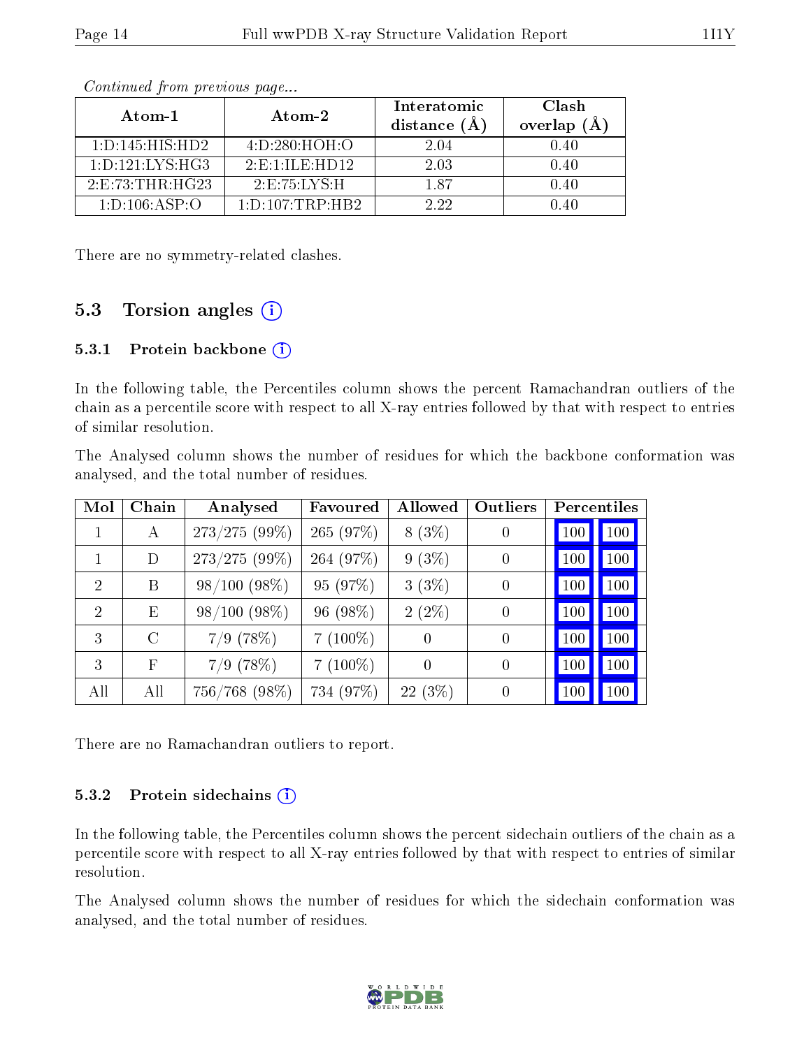*Continued from previous page...*

| Atom-1 | Atom-2 | Interatomic distance (Å) | Clash overlap (Å) |
|---|---|---|---|
| 1:D:145:HIS:HD2 | 4:D:280:HOH:O | 2.04 | 0.40 |
| 1:D:121:LYS:HG3 | 2:E:1:ILE:HD12 | 2.03 | 0.40 |
| 2:E:73:THR:HG23 | 2:E:75:LYS:H | 1.87 | 0.40 |
| 1:D:106:ASP:O | 1:D:107:TRP:HB2 | 2.22 | 0.40 |

There are no symmetry-related clashes.

## 5.3 Torsion angles (i)

### 5.3.1 Protein backbone (i)

In the following table, the Percentiles column shows the percent Ramachandran outliers of the chain as a percentile score with respect to all X-ray entries followed by that with respect to entries of similar resolution.

The Analysed column shows the number of residues for which the backbone conformation was analysed, and the total number of residues.

| Mol | Chain | Analysed | Favoured | Allowed | Outliers | Percentiles | |
|---|---|---|---|---|---|---|---|
| 1 | A | 273/275 (99%) | 265 (97%) | 8 (3%) | 0 | 100 | 100 |
| 1 | D | 273/275 (99%) | 264 (97%) | 9 (3%) | 0 | 100 | 100 |
| 2 | B | 98/100 (98%) | 95 (97%) | 3 (3%) | 0 | 100 | 100 |
| 2 | E | 98/100 (98%) | 96 (98%) | 2 (2%) | 0 | 100 | 100 |
| 3 | C | 7/9 (78%) | 7 (100%) | 0 | 0 | 100 | 100 |
| 3 | F | 7/9 (78%) | 7 (100%) | 0 | 0 | 100 | 100 |
| All | All | 756/768 (98%) | 734 (97%) | 22 (3%) | 0 | 100 | 100 |

There are no Ramachandran outliers to report.

### 5.3.2 Protein sidechains (i)

In the following table, the Percentiles column shows the percent sidechain outliers of the chain as a percentile score with respect to all X-ray entries followed by that with respect to entries of similar resolution.

The Analysed column shows the number of residues for which the sidechain conformation was analysed, and the total number of residues.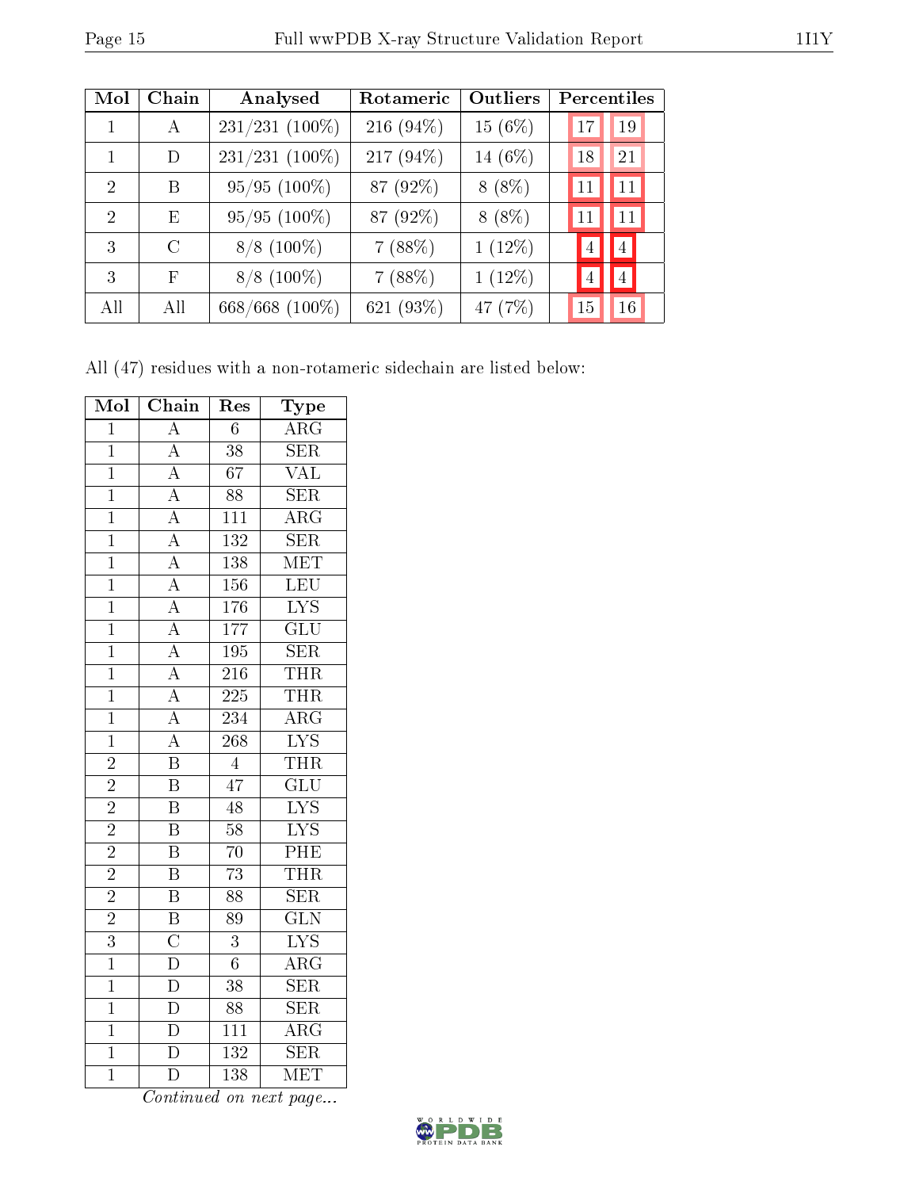| Mol | Chain | Analysed | Rotameric | Outliers | Percentiles | |
|---|---|---|---|---|---|---|
| 1 | A | 231/231 (100%) | 216 (94%) | 15 (6%) | 17 | 19 |
| 1 | D | 231/231 (100%) | 217 (94%) | 14 (6%) | 18 | 21 |
| 2 | B | 95/95 (100%) | 87 (92%) | 8 (8%) | 11 | 11 |
| 2 | E | 95/95 (100%) | 87 (92%) | 8 (8%) | 11 | 11 |
| 3 | C | 8/8 (100%) | 7 (88%) | 1 (12%) | 4 | 4 |
| 3 | F | 8/8 (100%) | 7 (88%) | 1 (12%) | 4 | 4 |
| All | All | 668/668 (100%) | 621 (93%) | 47 (7%) | 15 | 16 |

All (47) residues with a non-rotameric sidechain are listed below:

| Mol | Chain | Res | Type |
|---|---|---|---|
| 1 | A | 6 | ARG |
| 1 | A | 38 | SER |
| 1 | A | 67 | VAL |
| 1 | A | 88 | SER |
| 1 | A | 111 | ARG |
| 1 | A | 132 | SER |
| 1 | A | 138 | MET |
| 1 | A | 156 | LEU |
| 1 | A | 176 | LYS |
| 1 | A | 177 | GLU |
| 1 | A | 195 | SER |
| 1 | A | 216 | THR |
| 1 | A | 225 | THR |
| 1 | A | 234 | ARG |
| 1 | A | 268 | LYS |
| 2 | B | 4 | THR |
| 2 | B | 47 | GLU |
| 2 | B | 48 | LYS |
| 2 | B | 58 | LYS |
| 2 | B | 70 | PHE |
| 2 | B | 73 | THR |
| 2 | B | 88 | SER |
| 2 | B | 89 | GLN |
| 3 | C | 3 | LYS |
| 1 | D | 6 | ARG |
| 1 | D | 38 | SER |
| 1 | D | 88 | SER |
| 1 | D | 111 | ARG |
| 1 | D | 132 | SER |
| 1 | D | 138 | MET |

*Continued on next page...*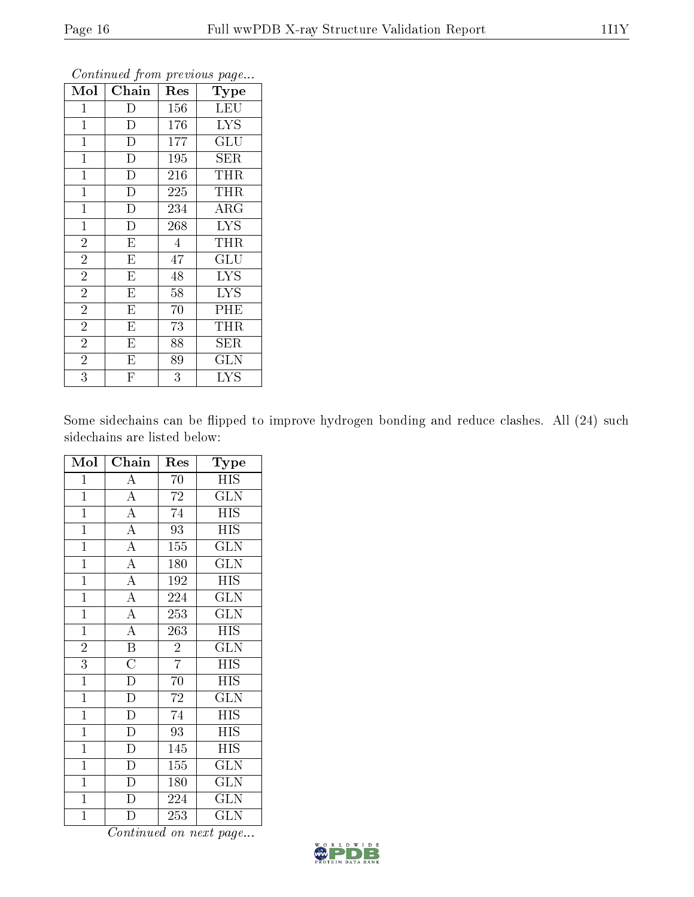*Continued from previous page...*

| Mol | Chain | Res | Type |
|---|---|---|---|
| 1 | D | 156 | LEU |
| 1 | D | 176 | LYS |
| 1 | D | 177 | GLU |
| 1 | D | 195 | SER |
| 1 | D | 216 | THR |
| 1 | D | 225 | THR |
| 1 | D | 234 | ARG |
| 1 | D | 268 | LYS |
| 2 | E | 4 | THR |
| 2 | E | 47 | GLU |
| 2 | E | 48 | LYS |
| 2 | E | 58 | LYS |
| 2 | E | 70 | PHE |
| 2 | E | 73 | THR |
| 2 | E | 88 | SER |
| 2 | E | 89 | GLN |
| 3 | F | 3 | LYS |

Some sidechains can be flipped to improve hydrogen bonding and reduce clashes. All (24) such sidechains are listed below:

| Mol | Chain | Res | Type |
|---|---|---|---|
| 1 | A | 70 | HIS |
| 1 | A | 72 | GLN |
| 1 | A | 74 | HIS |
| 1 | A | 93 | HIS |
| 1 | A | 155 | GLN |
| 1 | A | 180 | GLN |
| 1 | A | 192 | HIS |
| 1 | A | 224 | GLN |
| 1 | A | 253 | GLN |
| 1 | A | 263 | HIS |
| 2 | B | 2 | GLN |
| 3 | C | 7 | HIS |
| 1 | D | 70 | HIS |
| 1 | D | 72 | GLN |
| 1 | D | 74 | HIS |
| 1 | D | 93 | HIS |
| 1 | D | 145 | HIS |
| 1 | D | 155 | GLN |
| 1 | D | 180 | GLN |
| 1 | D | 224 | GLN |
| 1 | D | 253 | GLN |

*Continued on next page...*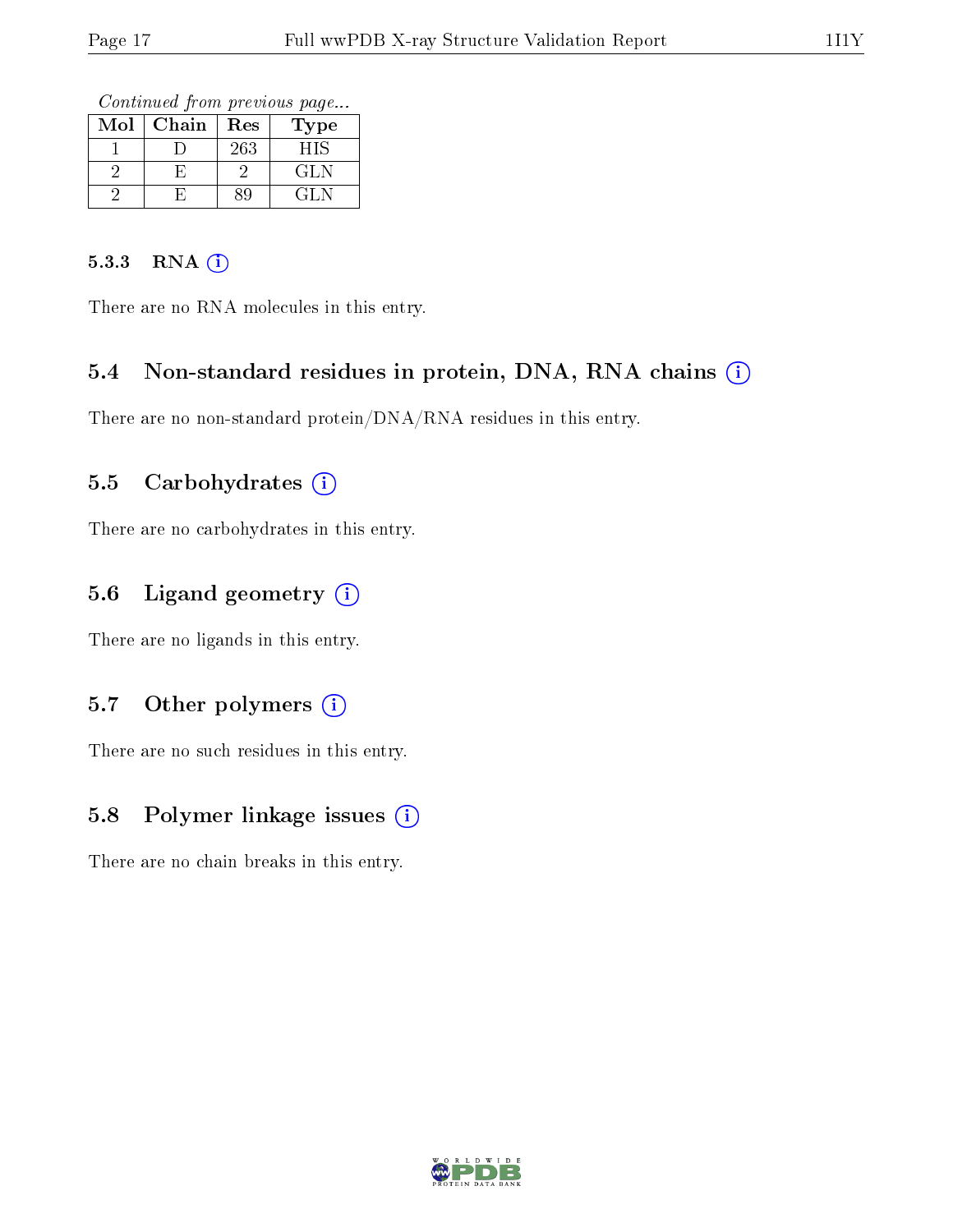*Continued from previous page...*

| Mol | Chain | Res | Type |
|---|---|---|---|
| 1 | D | 263 | HIS |
| 2 | E | 2 | GLN |
| 2 | E | 89 | GLN |

#### 5.3.3 RNA (i)

There are no RNA molecules in this entry.

### 5.4 Non-standard residues in protein, DNA, RNA chains (i)

There are no non-standard protein/DNA/RNA residues in this entry.

### 5.5 Carbohydrates (i)

There are no carbohydrates in this entry.

### 5.6 Ligand geometry (i)

There are no ligands in this entry.

### 5.7 Other polymers (i)

There are no such residues in this entry.

### 5.8 Polymer linkage issues (i)

There are no chain breaks in this entry.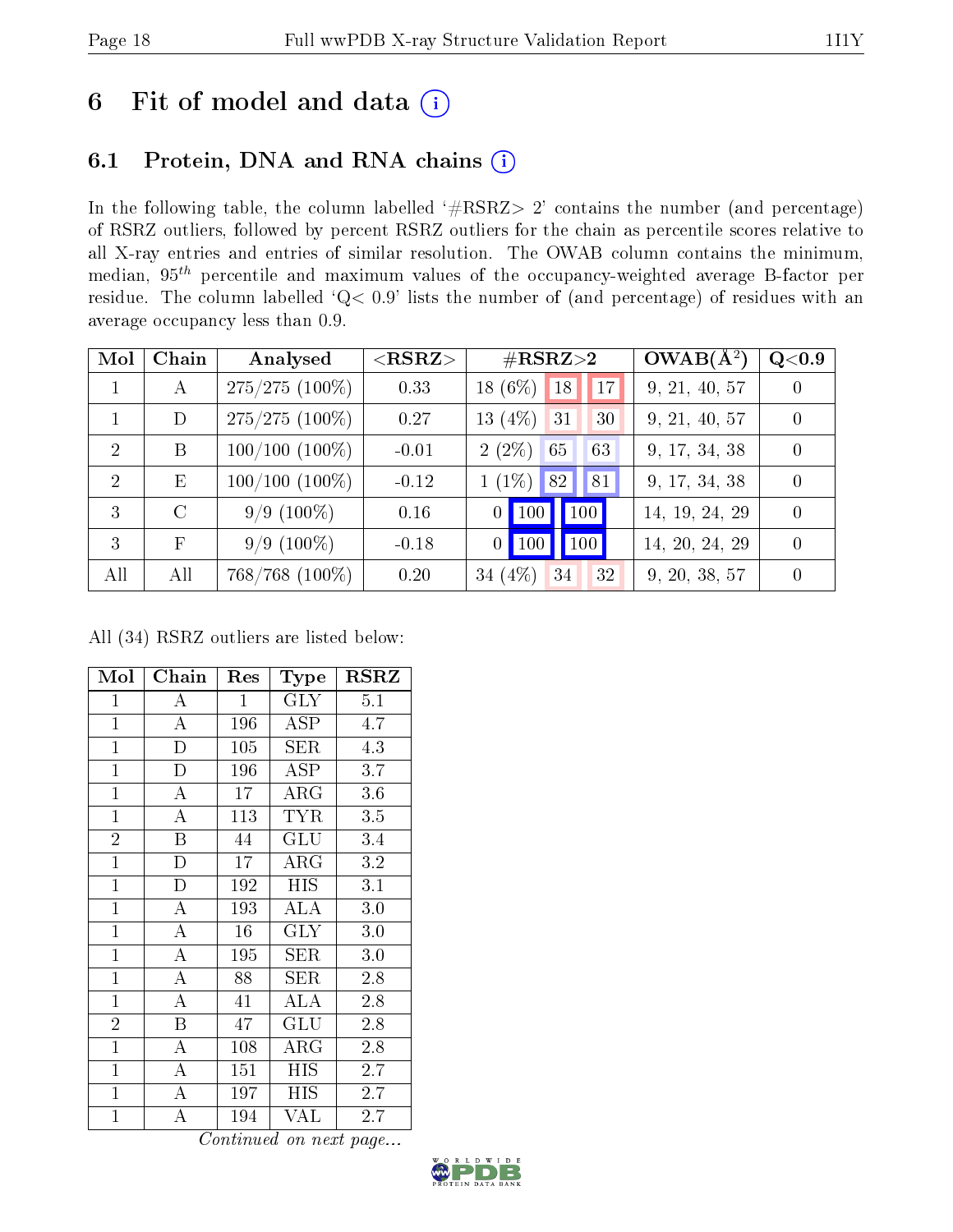# 6 Fit of model and data (i)

## 6.1 Protein, DNA and RNA chains (i)

In the following table, the column labelled '#RSRZ> 2' contains the number (and percentage) of RSRZ outliers, followed by percent RSRZ outliers for the chain as percentile scores relative to all X-ray entries and entries of similar resolution. The OWAB column contains the minimum, median, $95^{th}$ percentile and maximum values of the occupancy-weighted average B-factor per residue. The column labelled 'Q< 0.9' lists the number of (and percentage) of residues with an average occupancy less than 0.9.

| Mol | Chain | Analysed | <RSRZ> | #RSRZ>2 | | | OWAB(Å$^2$) | Q<0.9 |
|---|---|---|---|---|---|---|---|---|
| 1 | A | 275/275 (100%) | 0.33 | 18 (6%) | 18 | 17 | 9, 21, 40, 57 | 0 |
| 1 | D | 275/275 (100%) | 0.27 | 13 (4%) | 31 | 30 | 9, 21, 40, 57 | 0 |
| 2 | B | 100/100 (100%) | -0.01 | 2 (2%) | 65 | 63 | 9, 17, 34, 38 | 0 |
| 2 | E | 100/100 (100%) | -0.12 | 1 (1%) | 82 | 81 | 9, 17, 34, 38 | 0 |
| 3 | C | 9/9 (100%) | 0.16 | 0 | 100 | 100 | 14, 19, 24, 29 | 0 |
| 3 | F | 9/9 (100%) | -0.18 | 0 | 100 | 100 | 14, 20, 24, 29 | 0 |
| All | All | 768/768 (100%) | 0.20 | 34 (4%) | 34 | 32 | 9, 20, 38, 57 | 0 |

All (34) RSRZ outliers are listed below:

| Mol | Chain | Res | Type | RSRZ |
|---|---|---|---|---|
| 1 | A | 1 | GLY | 5.1 |
| 1 | A | 196 | ASP | 4.7 |
| 1 | D | 105 | SER | 4.3 |
| 1 | D | 196 | ASP | 3.7 |
| 1 | A | 17 | ARG | 3.6 |
| 1 | A | 113 | TYR | 3.5 |
| 2 | B | 44 | GLU | 3.4 |
| 1 | D | 17 | ARG | 3.2 |
| 1 | D | 192 | HIS | 3.1 |
| 1 | A | 193 | ALA | 3.0 |
| 1 | A | 16 | GLY | 3.0 |
| 1 | A | 195 | SER | 3.0 |
| 1 | A | 88 | SER | 2.8 |
| 1 | A | 41 | ALA | 2.8 |
| 2 | B | 47 | GLU | 2.8 |
| 1 | A | 108 | ARG | 2.8 |
| 1 | A | 151 | HIS | 2.7 |
| 1 | A | 197 | HIS | 2.7 |
| 1 | A | 194 | VAL | 2.7 |

*Continued on next page...*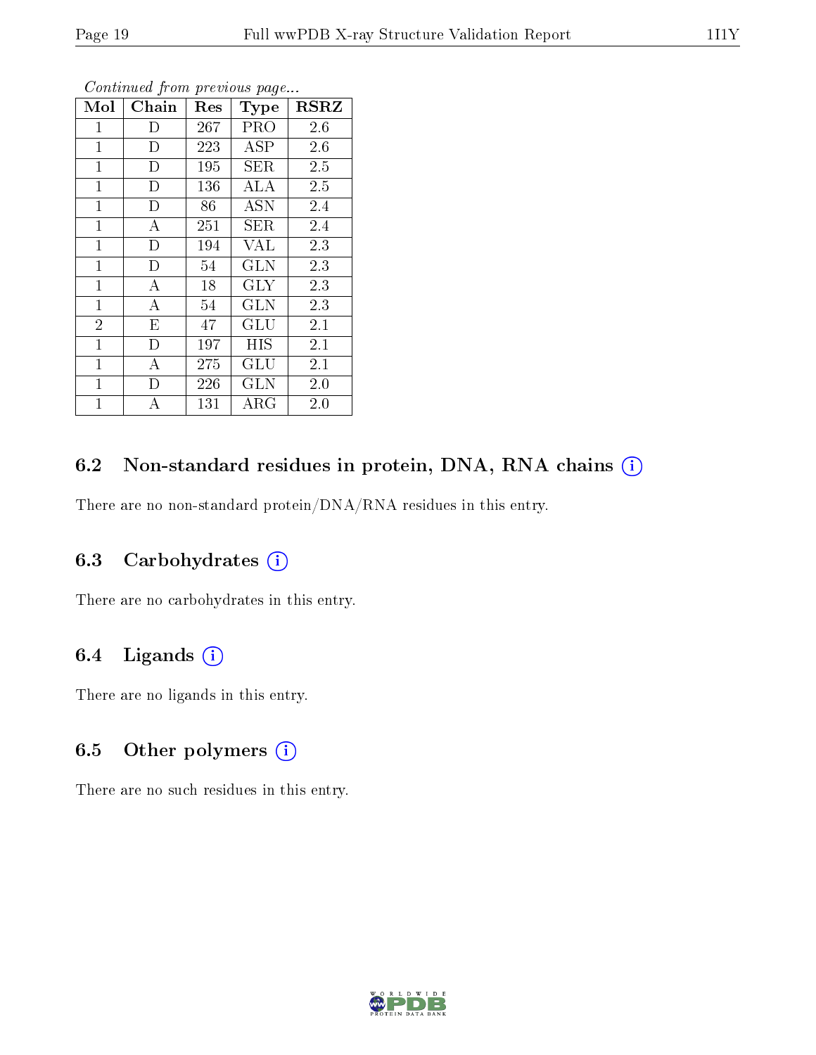*Continued from previous page...*

| Mol | Chain | Res | Type | RSRZ |
|---|---|---|---|---|
| 1 | D | 267 | PRO | 2.6 |
| 1 | D | 223 | ASP | 2.6 |
| 1 | D | 195 | SER | 2.5 |
| 1 | D | 136 | ALA | 2.5 |
| 1 | D | 86 | ASN | 2.4 |
| 1 | A | 251 | SER | 2.4 |
| 1 | D | 194 | VAL | 2.3 |
| 1 | D | 54 | GLN | 2.3 |
| 1 | A | 18 | GLY | 2.3 |
| 1 | A | 54 | GLN | 2.3 |
| 2 | E | 47 | GLU | 2.1 |
| 1 | D | 197 | HIS | 2.1 |
| 1 | A | 275 | GLU | 2.1 |
| 1 | D | 226 | GLN | 2.0 |
| 1 | A | 131 | ARG | 2.0 |

## 6.2 Non-standard residues in protein, DNA, RNA chains

There are no non-standard protein/DNA/RNA residues in this entry.

## 6.3 Carbohydrates

There are no carbohydrates in this entry.

## 6.4 Ligands

There are no ligands in this entry.

## 6.5 Other polymers

There are no such residues in this entry.